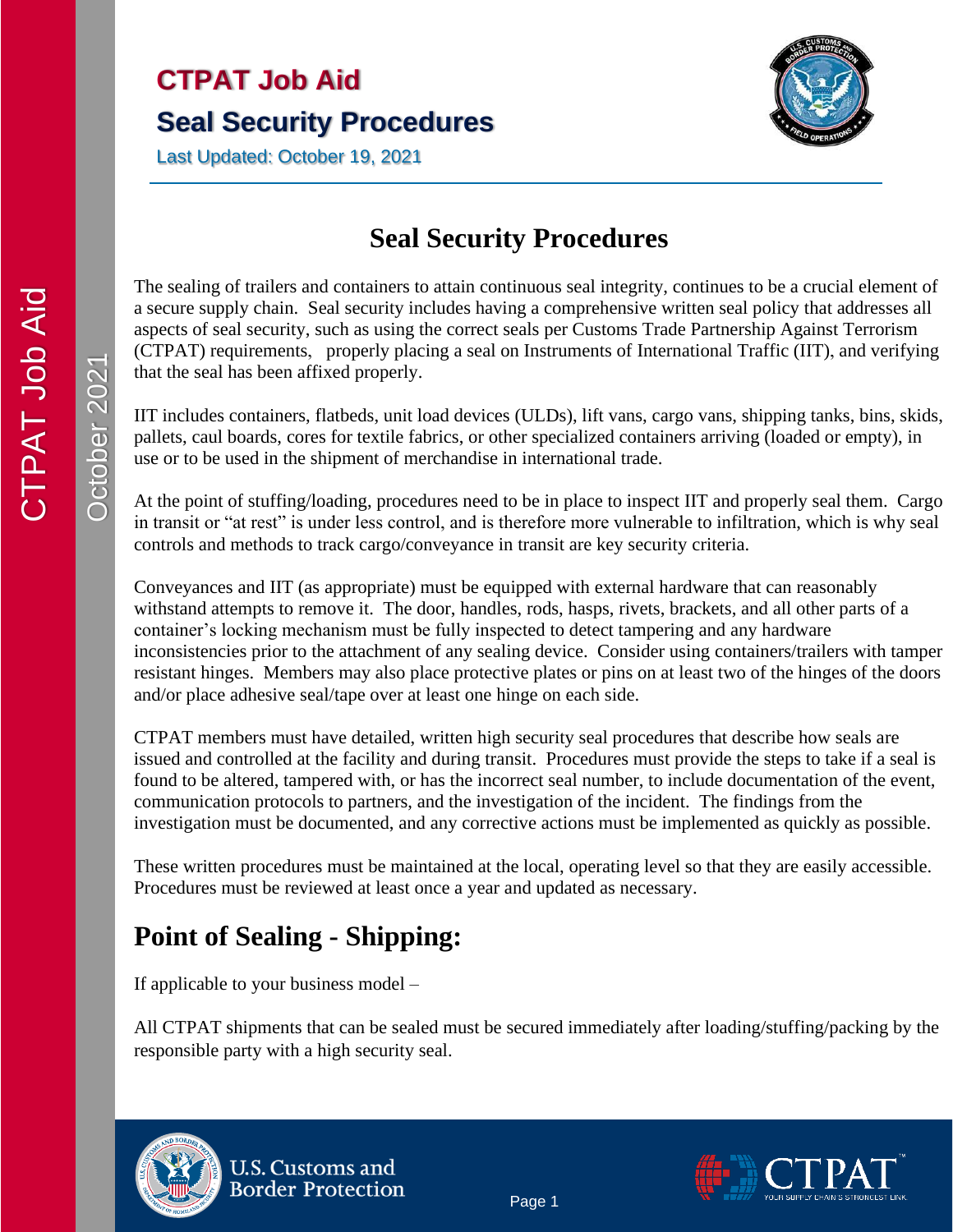**CTPAT Job Aid**

**Seal Security Procedures**

Last Updated: October 19, 2021

# Seal Security Procedures

The sealing of trailers and containers to attain continuous seal integrity, continues to be a crucial element of a secure supply chain. Seal security includes having a comprehensive written seal policy that addresses all aspects of seal security, such as using the correct seals per Customs Trade Partnership Against Terrorism (CTPAT) requirements, properly placing a seal on Instruments of International Traffic (IIT), and verifying that the seal has been affixed properly.

IIT includes containers, flatbeds, unit load devices (ULDs), lift vans, cargo vans, shipping tanks, bins, skids, pallets, caul boards, cores for textile fabrics, or other specialized containers arriving (loaded or empty), in use or to be used in the shipment of merchandise in international trade.

At the point of stuffing/loading, procedures need to be in place to inspect IIT and properly seal them. Cargo in transit or "at rest" is under less control, and is therefore more vulnerable to infiltration, which is why seal controls and methods to track cargo/conveyance in transit are key security criteria.

Conveyances and IIT (as appropriate) must be equipped with external hardware that can reasonably withstand attempts to remove it. The door, handles, rods, hasps, rivets, brackets, and all other parts of a container's locking mechanism must be fully inspected to detect tampering and any hardware inconsistencies prior to the attachment of any sealing device. Consider using containers/trailers with tamper resistant hinges. Members may also place protective plates or pins on at least two of the hinges of the doors and/or place adhesive seal/tape over at least one hinge on each side.

CTPAT members must have detailed, written high security seal procedures that describe how seals are issued and controlled at the facility and during transit. Procedures must provide the steps to take if a seal is found to be altered, tampered with, or has the incorrect seal number, to include documentation of the event, communication protocols to partners, and the investigation of the incident. The findings from the investigation must be documented, and any corrective actions must be implemented as quickly as possible.

These written procedures must be maintained at the local, operating level so that they are easily accessible. Procedures must be reviewed at least once a year and updated as necessary.

## Point of Sealing - Shipping:

If applicable to your business model –

All CTPAT shipments that can be sealed must be secured immediately after loading/stuffing/packing by the responsible party with a high security seal.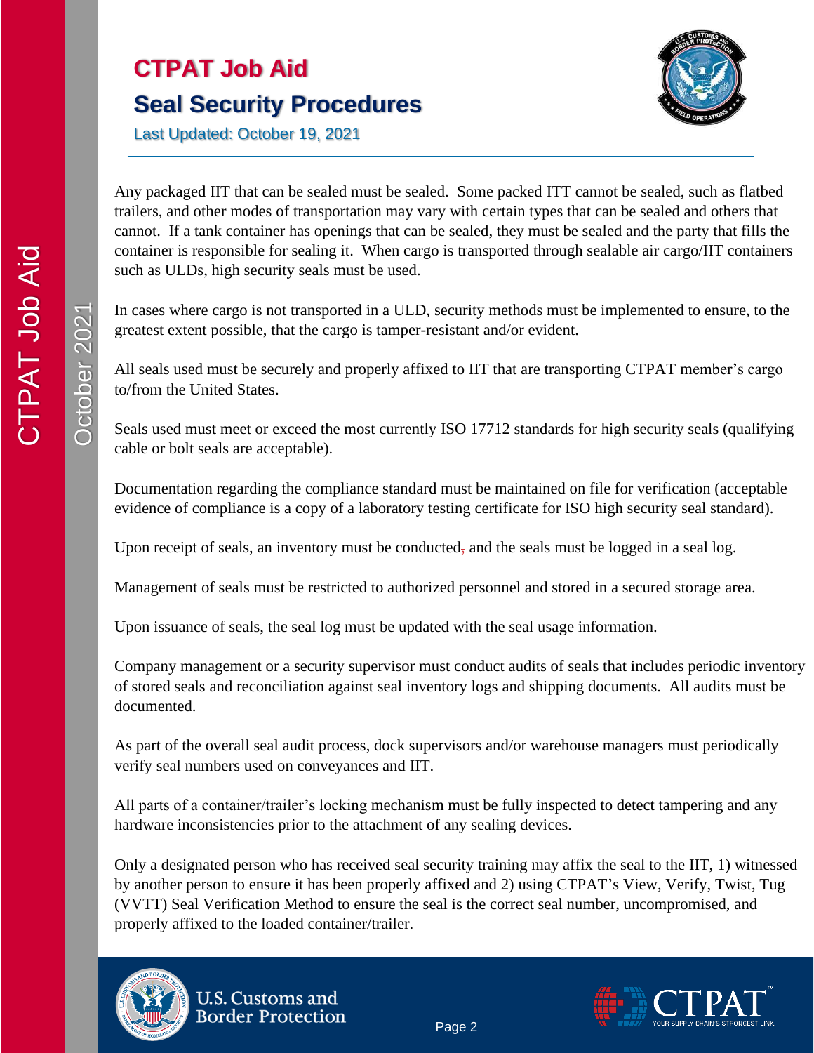# CTPAT Job Aid

## Seal Security Procedures

Last Updated: October 19, 2021

Any packaged IIT that can be sealed must be sealed. Some packed ITT cannot be sealed, such as flatbed trailers, and other modes of transportation may vary with certain types that can be sealed and others that cannot. If a tank container has openings that can be sealed, they must be sealed and the party that fills the container is responsible for sealing it. When cargo is transported through sealable air cargo/IIT containers such as ULDs, high security seals must be used.

In cases where cargo is not transported in a ULD, security methods must be implemented to ensure, to the greatest extent possible, that the cargo is tamper-resistant and/or evident.

All seals used must be securely and properly affixed to IIT that are transporting CTPAT member's cargo to/from the United States.

Seals used must meet or exceed the most currently ISO 17712 standards for high security seals (qualifying cable or bolt seals are acceptable).

Documentation regarding the compliance standard must be maintained on file for verification (acceptable evidence of compliance is a copy of a laboratory testing certificate for ISO high security seal standard).

Upon receipt of seals, an inventory must be conducted, and the seals must be logged in a seal log.

Management of seals must be restricted to authorized personnel and stored in a secured storage area.

Upon issuance of seals, the seal log must be updated with the seal usage information.

Company management or a security supervisor must conduct audits of seals that includes periodic inventory of stored seals and reconciliation against seal inventory logs and shipping documents. All audits must be documented.

As part of the overall seal audit process, dock supervisors and/or warehouse managers must periodically verify seal numbers used on conveyances and IIT.

All parts of a container/trailer's locking mechanism must be fully inspected to detect tampering and any hardware inconsistencies prior to the attachment of any sealing devices.

Only a designated person who has received seal security training may affix the seal to the IIT, 1) witnessed by another person to ensure it has been properly affixed and 2) using CTPAT's View, Verify, Twist, Tug (VVTT) Seal Verification Method to ensure the seal is the correct seal number, uncompromised, and properly affixed to the loaded container/trailer.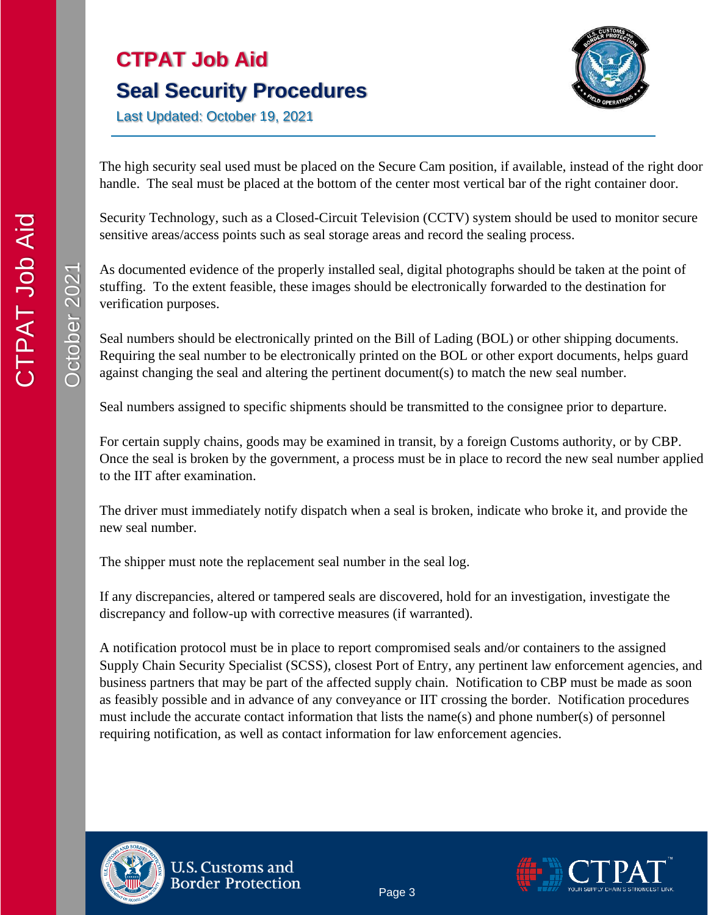The high security seal used must be placed on the Secure Cam position, if available, instead of the right door handle. The seal must be placed at the bottom of the center most vertical bar of the right container door.

Security Technology, such as a Closed-Circuit Television (CCTV) system should be used to monitor secure sensitive areas/access points such as seal storage areas and record the sealing process.

As documented evidence of the properly installed seal, digital photographs should be taken at the point of stuffing. To the extent feasible, these images should be electronically forwarded to the destination for verification purposes.

Seal numbers should be electronically printed on the Bill of Lading (BOL) or other shipping documents. Requiring the seal number to be electronically printed on the BOL or other export documents, helps guard against changing the seal and altering the pertinent document(s) to match the new seal number.

Seal numbers assigned to specific shipments should be transmitted to the consignee prior to departure.

For certain supply chains, goods may be examined in transit, by a foreign Customs authority, or by CBP. Once the seal is broken by the government, a process must be in place to record the new seal number applied to the IIT after examination.

The driver must immediately notify dispatch when a seal is broken, indicate who broke it, and provide the new seal number.

The shipper must note the replacement seal number in the seal log.

If any discrepancies, altered or tampered seals are discovered, hold for an investigation, investigate the discrepancy and follow-up with corrective measures (if warranted).

A notification protocol must be in place to report compromised seals and/or containers to the assigned Supply Chain Security Specialist (SCSS), closest Port of Entry, any pertinent law enforcement agencies, and business partners that may be part of the affected supply chain. Notification to CBP must be made as soon as feasibly possible and in advance of any conveyance or IIT crossing the border. Notification procedures must include the accurate contact information that lists the name(s) and phone number(s) of personnel requiring notification, as well as contact information for law enforcement agencies.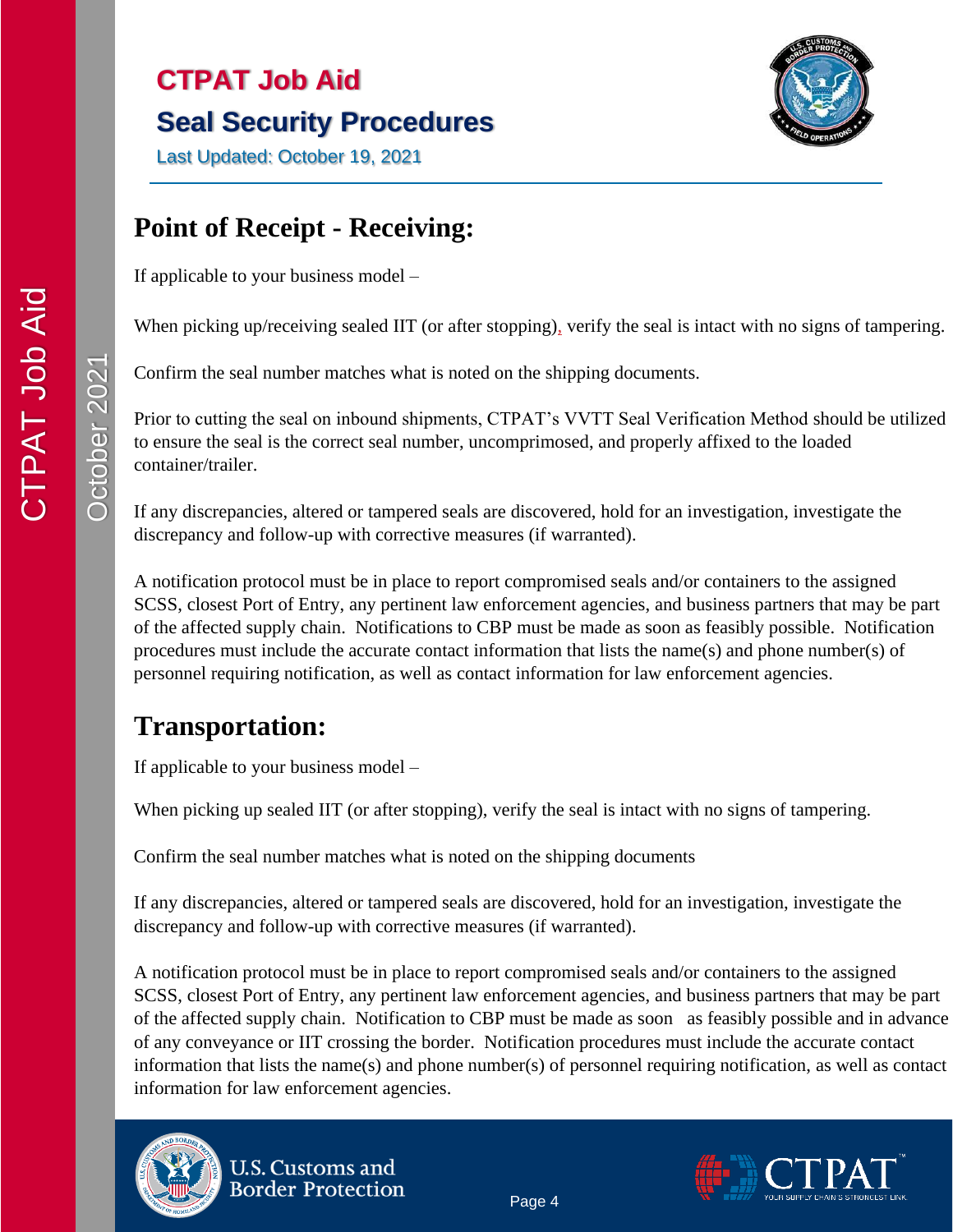## Point of Receipt - Receiving:

If applicable to your business model –

When picking up/receiving sealed IIT (or after stopping), verify the seal is intact with no signs of tampering.

Confirm the seal number matches what is noted on the shipping documents.

Prior to cutting the seal on inbound shipments, CTPAT's VVTT Seal Verification Method should be utilized to ensure the seal is the correct seal number, uncomprimosed, and properly affixed to the loaded container/trailer.

If any discrepancies, altered or tampered seals are discovered, hold for an investigation, investigate the discrepancy and follow-up with corrective measures (if warranted).

A notification protocol must be in place to report compromised seals and/or containers to the assigned SCSS, closest Port of Entry, any pertinent law enforcement agencies, and business partners that may be part of the affected supply chain. Notifications to CBP must be made as soon as feasibly possible. Notification procedures must include the accurate contact information that lists the name(s) and phone number(s) of personnel requiring notification, as well as contact information for law enforcement agencies.

## Transportation:

If applicable to your business model –

When picking up sealed IIT (or after stopping), verify the seal is intact with no signs of tampering.

Confirm the seal number matches what is noted on the shipping documents

If any discrepancies, altered or tampered seals are discovered, hold for an investigation, investigate the discrepancy and follow-up with corrective measures (if warranted).

A notification protocol must be in place to report compromised seals and/or containers to the assigned SCSS, closest Port of Entry, any pertinent law enforcement agencies, and business partners that may be part of the affected supply chain. Notification to CBP must be made as soon as feasibly possible and in advance of any conveyance or IIT crossing the border. Notification procedures must include the accurate contact information that lists the name(s) and phone number(s) of personnel requiring notification, as well as contact information for law enforcement agencies.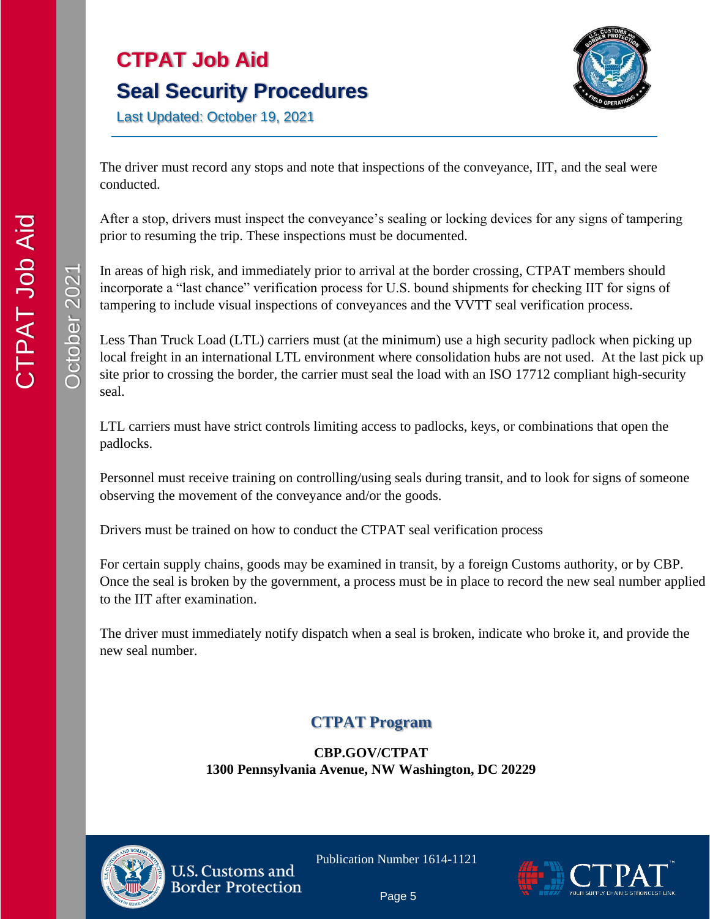The driver must record any stops and note that inspections of the conveyance, IIT, and the seal were conducted.

After a stop, drivers must inspect the conveyance's sealing or locking devices for any signs of tampering prior to resuming the trip. These inspections must be documented.

In areas of high risk, and immediately prior to arrival at the border crossing, CTPAT members should incorporate a "last chance" verification process for U.S. bound shipments for checking IIT for signs of tampering to include visual inspections of conveyances and the VVTT seal verification process.

Less Than Truck Load (LTL) carriers must (at the minimum) use a high security padlock when picking up local freight in an international LTL environment where consolidation hubs are not used. At the last pick up site prior to crossing the border, the carrier must seal the load with an ISO 17712 compliant high-security seal.

LTL carriers must have strict controls limiting access to padlocks, keys, or combinations that open the padlocks.

Personnel must receive training on controlling/using seals during transit, and to look for signs of someone observing the movement of the conveyance and/or the goods.

Drivers must be trained on how to conduct the CTPAT seal verification process

For certain supply chains, goods may be examined in transit, by a foreign Customs authority, or by CBP. Once the seal is broken by the government, a process must be in place to record the new seal number applied to the IIT after examination.

The driver must immediately notify dispatch when a seal is broken, indicate who broke it, and provide the new seal number.

## CTPAT Program

**CBP.GOV/CTPAT**
**1300 Pennsylvania Avenue, NW Washington, DC 20229**

Publication Number 1614-1121